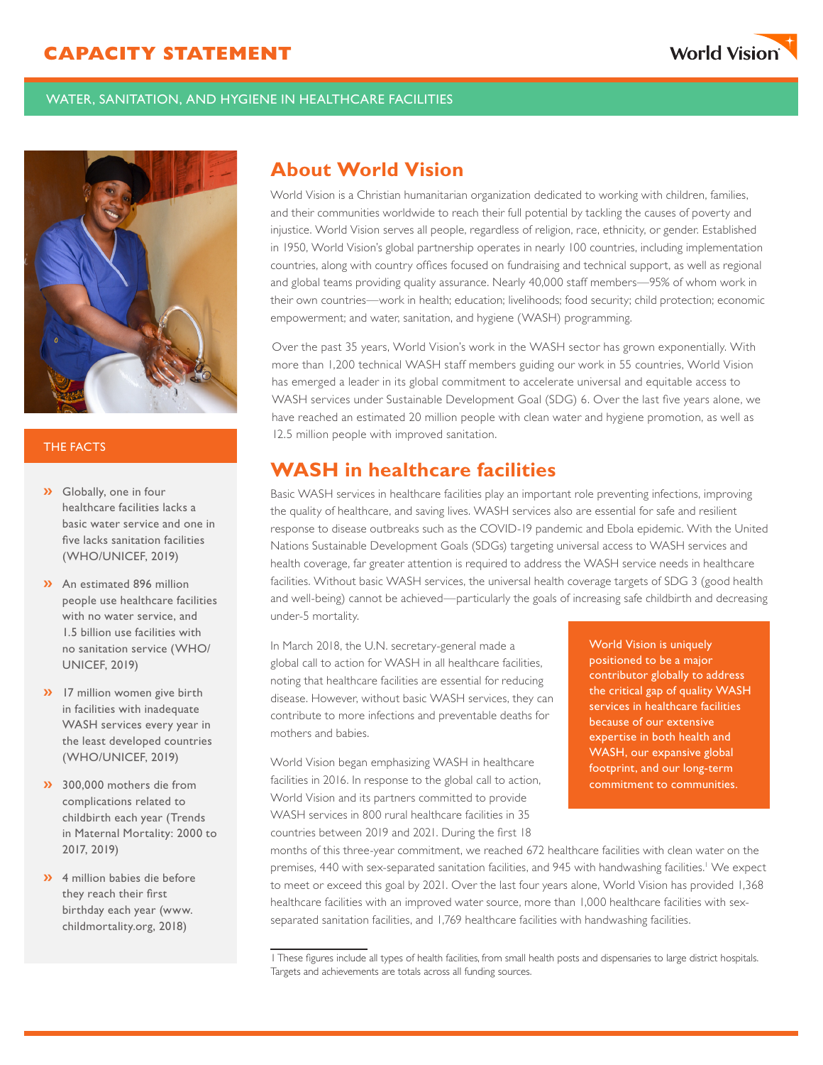# CAPACITY STATEMENT

WATER, SANITATION, AND HYGIENE IN HEALTHCARE FACILITIES

## About World Vision

World Vision is a Christian humanitarian organization dedicated to working with children, families, and their communities worldwide to reach their full potential by tackling the causes of poverty and injustice. World Vision serves all people, regardless of religion, race, ethnicity, or gender. Established in 1950, World Vision's global partnership operates in nearly 100 countries, including implementation countries, along with country offices focused on fundraising and technical support, as well as regional and global teams providing quality assurance. Nearly 40,000 staff members—95% of whom work in their own countries—work in health; education; livelihoods; food security; child protection; economic empowerment; and water, sanitation, and hygiene (WASH) programming.

Over the past 35 years, World Vision's work in the WASH sector has grown exponentially. With more than 1,200 technical WASH staff members guiding our work in 55 countries, World Vision has emerged a leader in its global commitment to accelerate universal and equitable access to WASH services under Sustainable Development Goal (SDG) 6. Over the last five years alone, we have reached an estimated 20 million people with clean water and hygiene promotion, as well as 12.5 million people with improved sanitation.

## WASH in healthcare facilities

Basic WASH services in healthcare facilities play an important role preventing infections, improving the quality of healthcare, and saving lives. WASH services also are essential for safe and resilient response to disease outbreaks such as the COVID-19 pandemic and Ebola epidemic. With the United Nations Sustainable Development Goals (SDGs) targeting universal access to WASH services and health coverage, far greater attention is required to address the WASH service needs in healthcare facilities. Without basic WASH services, the universal health coverage targets of SDG 3 (good health and well-being) cannot be achieved—particularly the goals of increasing safe childbirth and decreasing under-5 mortality.

In March 2018, the U.N. secretary-general made a global call to action for WASH in all healthcare facilities, noting that healthcare facilities are essential for reducing disease. However, without basic WASH services, they can contribute to more infections and preventable deaths for mothers and babies.

World Vision began emphasizing WASH in healthcare facilities in 2016. In response to the global call to action, World Vision and its partners committed to provide WASH services in 800 rural healthcare facilities in 35 countries between 2019 and 2021. During the first 18 months of this three-year commitment, we reached 672 healthcare facilities with clean water on the premises, 440 with sex-separated sanitation facilities, and 945 with handwashing facilities.[1] We expect to meet or exceed this goal by 2021. Over the last four years alone, World Vision has provided 1,368 healthcare facilities with an improved water source, more than 1,000 healthcare facilities with sex-separated sanitation facilities, and 1,769 healthcare facilities with handwashing facilities.

**World Vision is uniquely positioned to be a major contributor globally to address the critical gap of quality WASH services in healthcare facilities because of our extensive expertise in both health and WASH, our expansive global footprint, and our long-term commitment to communities.**

### THE FACTS

- Globally, one in four healthcare facilities lacks a basic water service and one in five lacks sanitation facilities (WHO/UNICEF, 2019)
- An estimated 896 million people use healthcare facilities with no water service, and 1.5 billion use facilities with no sanitation service (WHO/UNICEF, 2019)
- 17 million women give birth in facilities with inadequate WASH services every year in the least developed countries (WHO/UNICEF, 2019)
- 300,000 mothers die from complications related to childbirth each year (Trends in Maternal Mortality: 2000 to 2017, 2019)
- 4 million babies die before they reach their first birthday each year (www.childmortality.org, 2018)

---

1 These figures include all types of health facilities, from small health posts and dispensaries to large district hospitals. Targets and achievements are totals across all funding sources.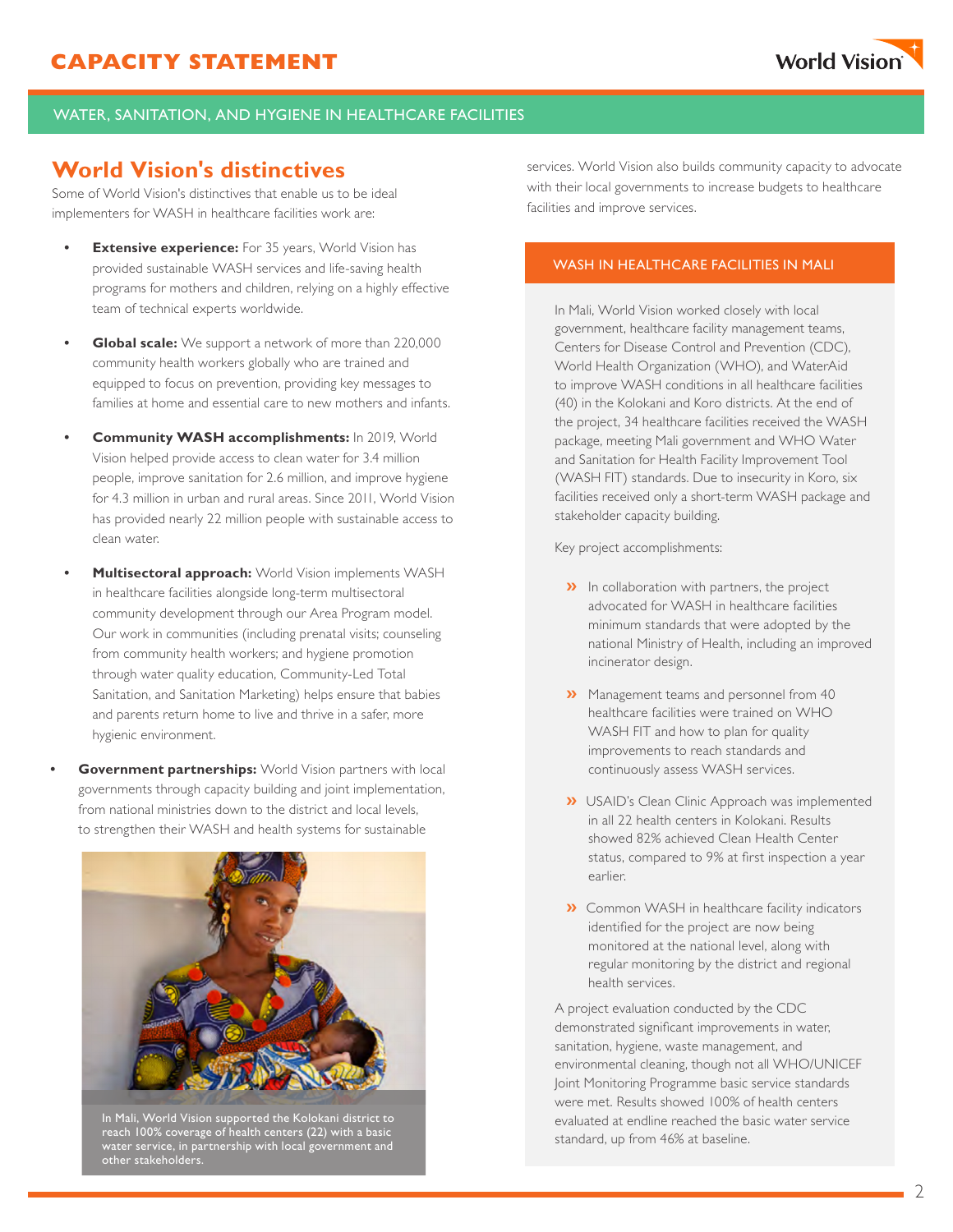# CAPACITY STATEMENT

WATER, SANITATION, AND HYGIENE IN HEALTHCARE FACILITIES

## World Vision's distinctives

Some of World Vision's distinctives that enable us to be ideal implementers for WASH in healthcare facilities work are:

- **Extensive experience:** For 35 years, World Vision has provided sustainable WASH services and life-saving health programs for mothers and children, relying on a highly effective team of technical experts worldwide.
- **Global scale:** We support a network of more than 220,000 community health workers globally who are trained and equipped to focus on prevention, providing key messages to families at home and essential care to new mothers and infants.
- **Community WASH accomplishments:** In 2019, World Vision helped provide access to clean water for 3.4 million people, improve sanitation for 2.6 million, and improve hygiene for 4.3 million in urban and rural areas. Since 2011, World Vision has provided nearly 22 million people with sustainable access to clean water.
- **Multisectoral approach:** World Vision implements WASH in healthcare facilities alongside long-term multisectoral community development through our Area Program model. Our work in communities (including prenatal visits; counseling from community health workers; and hygiene promotion through water quality education, Community-Led Total Sanitation, and Sanitation Marketing) helps ensure that babies and parents return home to live and thrive in a safer, more hygienic environment.
- **Government partnerships:** World Vision partners with local governments through capacity building and joint implementation, from national ministries down to the district and local levels, to strengthen their WASH and health systems for sustainable services. World Vision also builds community capacity to advocate with their local governments to increase budgets to healthcare facilities and improve services.

In Mali, World Vision supported the Kolokani district to reach 100% coverage of health centers (22) with a basic water service, in partnership with local government and other stakeholders.

### WASH IN HEALTHCARE FACILITIES IN MALI

In Mali, World Vision worked closely with local government, healthcare facility management teams, Centers for Disease Control and Prevention (CDC), World Health Organization (WHO), and WaterAid to improve WASH conditions in all healthcare facilities (40) in the Kolokani and Koro districts. At the end of the project, 34 healthcare facilities received the WASH package, meeting Mali government and WHO Water and Sanitation for Health Facility Improvement Tool (WASH FIT) standards. Due to insecurity in Koro, six facilities received only a short-term WASH package and stakeholder capacity building.

Key project accomplishments:

- In collaboration with partners, the project advocated for WASH in healthcare facilities minimum standards that were adopted by the national Ministry of Health, including an improved incinerator design.
- Management teams and personnel from 40 healthcare facilities were trained on WHO WASH FIT and how to plan for quality improvements to reach standards and continuously assess WASH services.
- USAID's Clean Clinic Approach was implemented in all 22 health centers in Kolokani. Results showed 82% achieved Clean Health Center status, compared to 9% at first inspection a year earlier.
- Common WASH in healthcare facility indicators identified for the project are now being monitored at the national level, along with regular monitoring by the district and regional health services.

A project evaluation conducted by the CDC demonstrated significant improvements in water, sanitation, hygiene, waste management, and environmental cleaning, though not all WHO/UNICEF Joint Monitoring Programme basic service standards were met. Results showed 100% of health centers evaluated at endline reached the basic water service standard, up from 46% at baseline.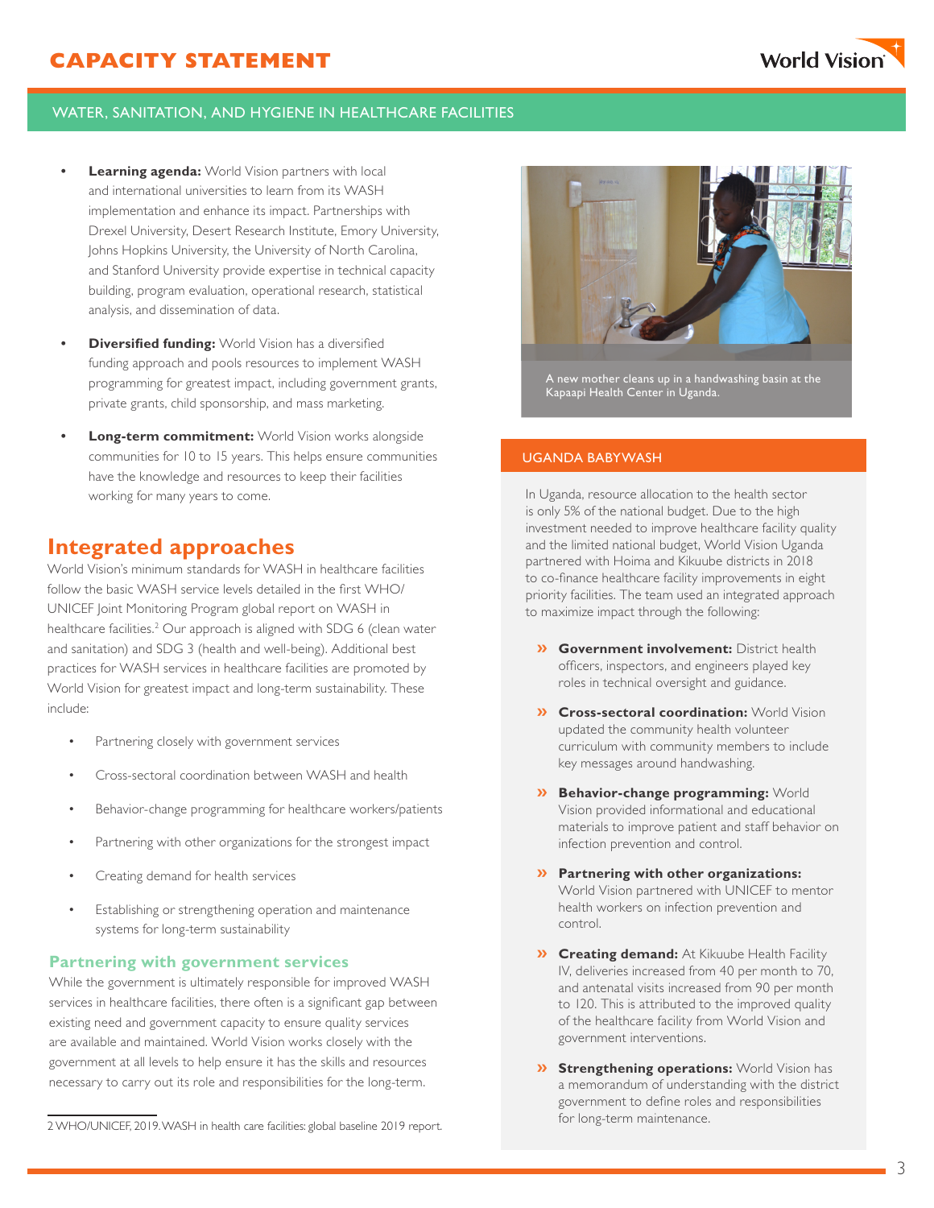- **Learning agenda:** World Vision partners with local and international universities to learn from its WASH implementation and enhance its impact. Partnerships with Drexel University, Desert Research Institute, Emory University, Johns Hopkins University, the University of North Carolina, and Stanford University provide expertise in technical capacity building, program evaluation, operational research, statistical analysis, and dissemination of data.
- **Diversified funding:** World Vision has a diversified funding approach and pools resources to implement WASH programming for greatest impact, including government grants, private grants, child sponsorship, and mass marketing.
- **Long-term commitment:** World Vision works alongside communities for 10 to 15 years. This helps ensure communities have the knowledge and resources to keep their facilities working for many years to come.

## Integrated approaches

World Vision's minimum standards for WASH in healthcare facilities follow the basic WASH service levels detailed in the first WHO/UNICEF Joint Monitoring Program global report on WASH in healthcare facilities.[2] Our approach is aligned with SDG 6 (clean water and sanitation) and SDG 3 (health and well-being). Additional best practices for WASH services in healthcare facilities are promoted by World Vision for greatest impact and long-term sustainability. These include:

- Partnering closely with government services
- Cross-sectoral coordination between WASH and health
- Behavior-change programming for healthcare workers/patients
- Partnering with other organizations for the strongest impact
- Creating demand for health services
- Establishing or strengthening operation and maintenance systems for long-term sustainability

### Partnering with government services

While the government is ultimately responsible for improved WASH services in healthcare facilities, there often is a significant gap between existing need and government capacity to ensure quality services are available and maintained. World Vision works closely with the government at all levels to help ensure it has the skills and resources necessary to carry out its role and responsibilities for the long-term.

2 WHO/UNICEF, 2019. WASH in health care facilities: global baseline 2019 report.

A new mother cleans up in a handwashing basin at the Kapaapi Health Center in Uganda.

### UGANDA BABYWASH

In Uganda, resource allocation to the health sector is only 5% of the national budget. Due to the high investment needed to improve healthcare facility quality and the limited national budget, World Vision Uganda partnered with Hoima and Kikuube districts in 2018 to co-finance healthcare facility improvements in eight priority facilities. The team used an integrated approach to maximize impact through the following:

- **Government involvement:** District health officers, inspectors, and engineers played key roles in technical oversight and guidance.
- **Cross-sectoral coordination:** World Vision updated the community health volunteer curriculum with community members to include key messages around handwashing.
- **Behavior-change programming:** World Vision provided informational and educational materials to improve patient and staff behavior on infection prevention and control.
- **Partnering with other organizations:** World Vision partnered with UNICEF to mentor health workers on infection prevention and control.
- **Creating demand:** At Kikuube Health Facility IV, deliveries increased from 40 per month to 70, and antenatal visits increased from 90 per month to 120. This is attributed to the improved quality of the healthcare facility from World Vision and government interventions.
- **Strengthening operations:** World Vision has a memorandum of understanding with the district government to define roles and responsibilities for long-term maintenance.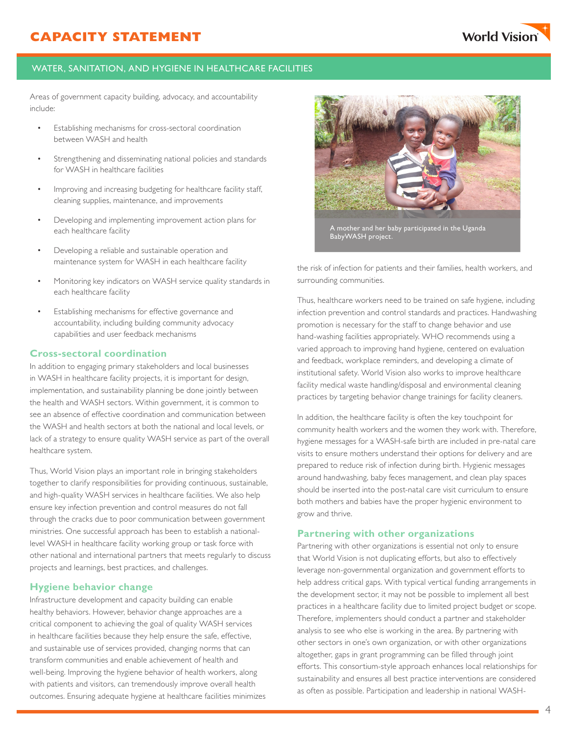Areas of government capacity building, advocacy, and accountability include:

- Establishing mechanisms for cross-sectoral coordination between WASH and health
- Strengthening and disseminating national policies and standards for WASH in healthcare facilities
- Improving and increasing budgeting for healthcare facility staff, cleaning supplies, maintenance, and improvements
- Developing and implementing improvement action plans for each healthcare facility
- Developing a reliable and sustainable operation and maintenance system for WASH in each healthcare facility
- Monitoring key indicators on WASH service quality standards in each healthcare facility
- Establishing mechanisms for effective governance and accountability, including building community advocacy capabilities and user feedback mechanisms

## Cross-sectoral coordination

In addition to engaging primary stakeholders and local businesses in WASH in healthcare facility projects, it is important for design, implementation, and sustainability planning be done jointly between the health and WASH sectors. Within government, it is common to see an absence of effective coordination and communication between the WASH and health sectors at both the national and local levels, or lack of a strategy to ensure quality WASH service as part of the overall healthcare system.

Thus, World Vision plays an important role in bringing stakeholders together to clarify responsibilities for providing continuous, sustainable, and high-quality WASH services in healthcare facilities. We also help ensure key infection prevention and control measures do not fall through the cracks due to poor communication between government ministries. One successful approach has been to establish a national-level WASH in healthcare facility working group or task force with other national and international partners that meets regularly to discuss projects and learnings, best practices, and challenges.

## Hygiene behavior change

Infrastructure development and capacity building can enable healthy behaviors. However, behavior change approaches are a critical component to achieving the goal of quality WASH services in healthcare facilities because they help ensure the safe, effective, and sustainable use of services provided, changing norms that can transform communities and enable achievement of health and well-being. Improving the hygiene behavior of health workers, along with patients and visitors, can tremendously improve overall health outcomes. Ensuring adequate hygiene at healthcare facilities minimizes the risk of infection for patients and their families, health workers, and surrounding communities.

A mother and her baby participated in the Uganda BabyWASH project.

Thus, healthcare workers need to be trained on safe hygiene, including infection prevention and control standards and practices. Handwashing promotion is necessary for the staff to change behavior and use hand-washing facilities appropriately. WHO recommends using a varied approach to improving hand hygiene, centered on evaluation and feedback, workplace reminders, and developing a climate of institutional safety. World Vision also works to improve healthcare facility medical waste handling/disposal and environmental cleaning practices by targeting behavior change trainings for facility cleaners.

In addition, the healthcare facility is often the key touchpoint for community health workers and the women they work with. Therefore, hygiene messages for a WASH-safe birth are included in pre-natal care visits to ensure mothers understand their options for delivery and are prepared to reduce risk of infection during birth. Hygienic messages around handwashing, baby feces management, and clean play spaces should be inserted into the post-natal care visit curriculum to ensure both mothers and babies have the proper hygienic environment to grow and thrive.

## Partnering with other organizations

Partnering with other organizations is essential not only to ensure that World Vision is not duplicating efforts, but also to effectively leverage non-governmental organization and government efforts to help address critical gaps. With typical vertical funding arrangements in the development sector, it may not be possible to implement all best practices in a healthcare facility due to limited project budget or scope. Therefore, implementers should conduct a partner and stakeholder analysis to see who else is working in the area. By partnering with other sectors in one's own organization, or with other organizations altogether, gaps in grant programming can be filled through joint efforts. This consortium-style approach enhances local relationships for sustainability and ensures all best practice interventions are considered as often as possible. Participation and leadership in national WASH-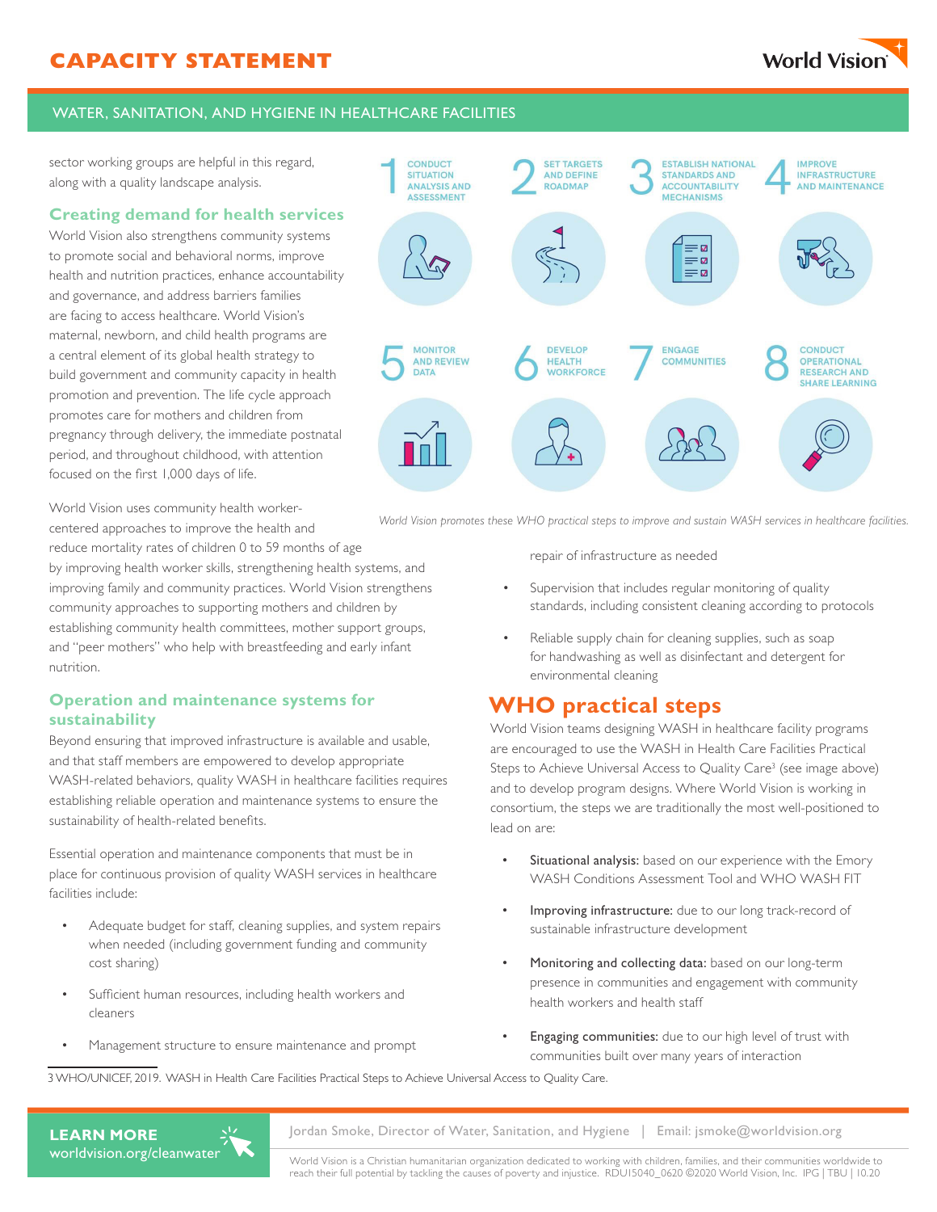sector working groups are helpful in this regard, along with a quality landscape analysis.

### Creating demand for health services

World Vision also strengthens community systems to promote social and behavioral norms, improve health and nutrition practices, enhance accountability and governance, and address barriers families are facing to access healthcare. World Vision's maternal, newborn, and child health programs are a central element of its global health strategy to build government and community capacity in health promotion and prevention. The life cycle approach promotes care for mothers and children from pregnancy through delivery, the immediate postnatal period, and throughout childhood, with attention focused on the first 1,000 days of life.

World Vision uses community health worker-centered approaches to improve the health and reduce mortality rates of children 0 to 59 months of age by improving health worker skills, strengthening health systems, and improving family and community practices. World Vision strengthens community approaches to supporting mothers and children by establishing community health committees, mother support groups, and "peer mothers" who help with breastfeeding and early infant nutrition.

1 CONDUCT SITUATION ANALYSIS AND ASSESSMENT

2 SET TARGETS AND DEFINE ROADMAP

3 ESTABLISH NATIONAL STANDARDS AND ACCOUNTABILITY MECHANISMS

4 IMPROVE INFRASTRUCTURE AND MAINTENANCE

5 MONITOR AND REVIEW DATA

6 DEVELOP HEALTH WORKFORCE

7 ENGAGE COMMUNITIES

8 CONDUCT OPERATIONAL RESEARCH AND SHARE LEARNING

*World Vision promotes these WHO practical steps to improve and sustain WASH services in healthcare facilities.*

### Operation and maintenance systems for sustainability

Beyond ensuring that improved infrastructure is available and usable, and that staff members are empowered to develop appropriate WASH-related behaviors, quality WASH in healthcare facilities requires establishing reliable operation and maintenance systems to ensure the sustainability of health-related benefits.

Essential operation and maintenance components that must be in place for continuous provision of quality WASH services in healthcare facilities include:

- Adequate budget for staff, cleaning supplies, and system repairs when needed (including government funding and community cost sharing)
- Sufficient human resources, including health workers and cleaners
- Management structure to ensure maintenance and prompt repair of infrastructure as needed
- Supervision that includes regular monitoring of quality standards, including consistent cleaning according to protocols
- Reliable supply chain for cleaning supplies, such as soap for handwashing as well as disinfectant and detergent for environmental cleaning

## WHO practical steps

World Vision teams designing WASH in healthcare facility programs are encouraged to use the WASH in Health Care Facilities Practical Steps to Achieve Universal Access to Quality Care[3] (see image above) and to develop program designs. Where World Vision is working in consortium, the steps we are traditionally the most well-positioned to lead on are:

- **Situational analysis:** based on our experience with the Emory WASH Conditions Assessment Tool and WHO WASH FIT
- **Improving infrastructure:** due to our long track-record of sustainable infrastructure development
- **Monitoring and collecting data:** based on our long-term presence in communities and engagement with community health workers and health staff
- **Engaging communities:** due to our high level of trust with communities built over many years of interaction

3 WHO/UNICEF, 2019. WASH in Health Care Facilities Practical Steps to Achieve Universal Access to Quality Care.

**LEARN MORE**
worldvision.org/cleanwater

Jordan Smoke, Director of Water, Sanitation, and Hygiene | Email: jsmoke@worldvision.org

World Vision is a Christian humanitarian organization dedicated to working with children, families, and their communities worldwide to reach their full potential by tackling the causes of poverty and injustice. RDU15040_0620 ©2020 World Vision, Inc. IPG | TBU | 10.20